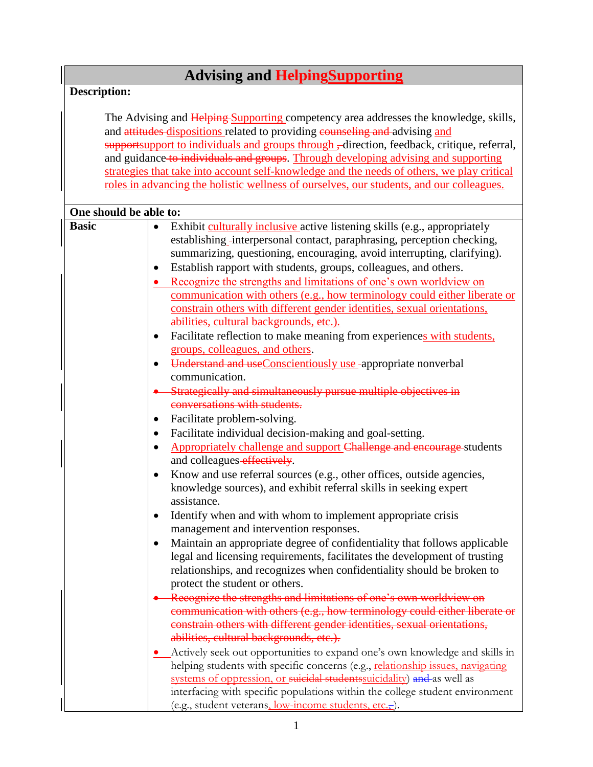# Advising and ~~Helping~~Supporting

**Description:**

The Advising and ~~Helping~~ Supporting competency area addresses the knowledge, skills, and ~~attitudes~~ dispositions related to providing ~~counseling and~~ advising and ~~support~~support to individuals and groups through ~~,~~ direction, feedback, critique, referral, and guidance ~~to individuals and groups~~. Through developing advising and supporting strategies that take into account self-knowledge and the needs of others, we play critical roles in advancing the holistic wellness of ourselves, our students, and our colleagues.

**One should be able to:**

**Basic**

- Exhibit culturally inclusive active listening skills (e.g., appropriately establishing interpersonal contact, paraphrasing, perception checking, summarizing, questioning, encouraging, avoid interrupting, clarifying).
- Establish rapport with students, groups, colleagues, and others.
- Recognize the strengths and limitations of one's own worldview on communication with others (e.g., how terminology could either liberate or constrain others with different gender identities, sexual orientations, abilities, cultural backgrounds, etc.).
- Facilitate reflection to make meaning from experiences with students, groups, colleagues, and others.
- ~~Understand and use~~Conscientiously use appropriate nonverbal communication.
- ~~Strategically and simultaneously pursue multiple objectives in conversations with students.~~
- Facilitate problem-solving.
- Facilitate individual decision-making and goal-setting.
- Appropriately challenge and support ~~Challenge and encourage~~ students and colleagues ~~effectively~~.
- Know and use referral sources (e.g., other offices, outside agencies, knowledge sources), and exhibit referral skills in seeking expert assistance.
- Identify when and with whom to implement appropriate crisis management and intervention responses.
- Maintain an appropriate degree of confidentiality that follows applicable legal and licensing requirements, facilitates the development of trusting relationships, and recognizes when confidentiality should be broken to protect the student or others.
- ~~Recognize the strengths and limitations of one's own worldview on communication with others (e.g., how terminology could either liberate or constrain others with different gender identities, sexual orientations, abilities, cultural backgrounds, etc.).~~
- Actively seek out opportunities to expand one's own knowledge and skills in helping students with specific concerns (e.g., relationship issues, navigating systems of oppression, or ~~suicidal students~~suicidality) ~~and~~ as well as interfacing with specific populations within the college student environment (e.g., student veterans, low-income students, etc. ~~,~~).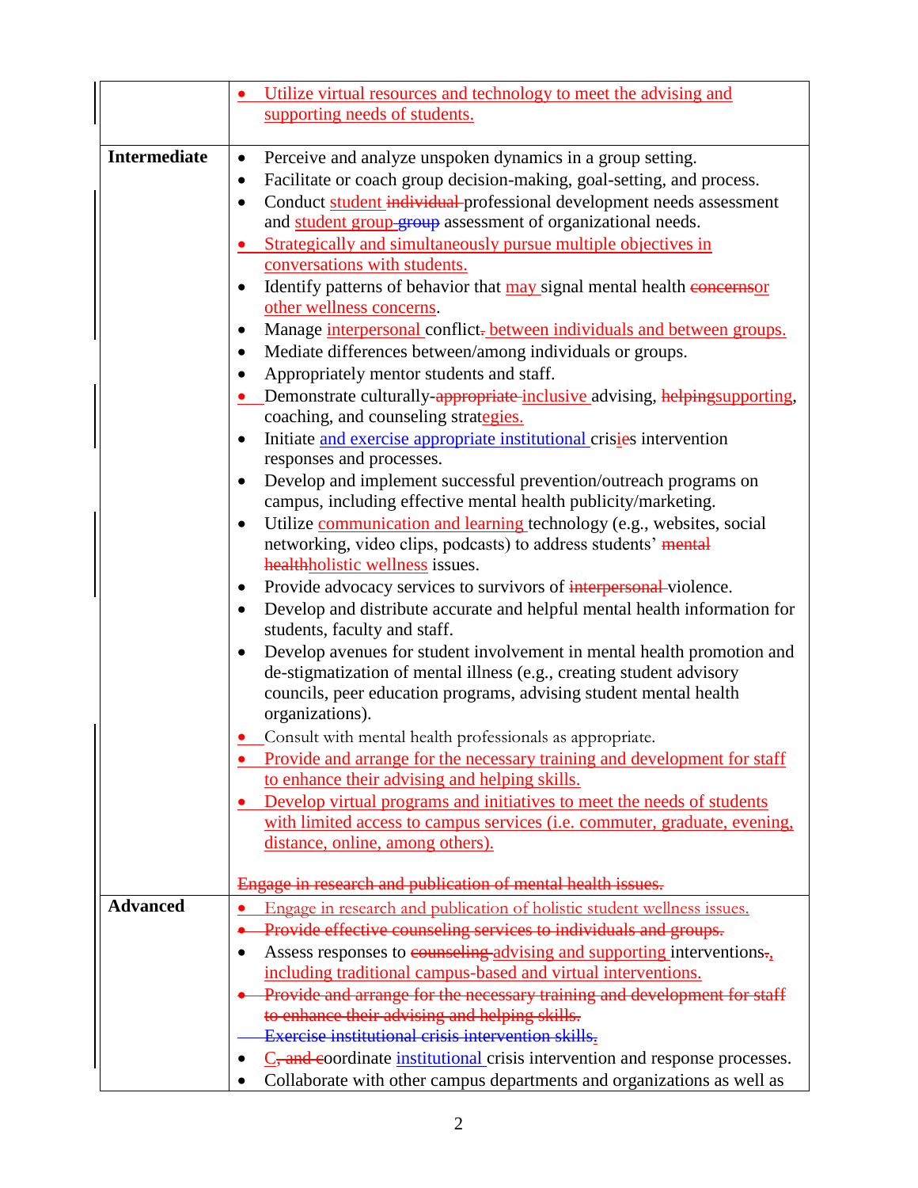| | |
|---|---|
| | • Utilize virtual resources and technology to meet the advising and supporting needs of students. |
| **Intermediate** | • Perceive and analyze unspoken dynamics in a group setting.<br>• Facilitate or coach group decision-making, goal-setting, and process.<br>• Conduct student ~~individual~~ professional development needs assessment and student group ~~group~~ assessment of organizational needs.<br>• Strategically and simultaneously pursue multiple objectives in conversations with students.<br>• Identify patterns of behavior that may signal mental health ~~concerns~~or other wellness concerns.<br>• Manage interpersonal conflict~~.~~ between individuals and between groups.<br>• Mediate differences between/among individuals or groups.<br>• Appropriately mentor students and staff.<br>• Demonstrate culturally-~~appropriate~~ inclusive advising, ~~helping~~supporting, coaching, and counseling strategies.<br>• Initiate and exercise appropriate institutional crisies intervention responses and processes.<br>• Develop and implement successful prevention/outreach programs on campus, including effective mental health publicity/marketing.<br>• Utilize communication and learning technology (e.g., websites, social networking, video clips, podcasts) to address students' ~~mental health~~holistic wellness issues.<br>• Provide advocacy services to survivors of ~~interpersonal~~ violence.<br>• Develop and distribute accurate and helpful mental health information for students, faculty and staff.<br>• Develop avenues for student involvement in mental health promotion and de-stigmatization of mental illness (e.g., creating student advisory councils, peer education programs, advising student mental health organizations).<br>• Consult with mental health professionals as appropriate.<br>• Provide and arrange for the necessary training and development for staff to enhance their advising and helping skills.<br>• Develop virtual programs and initiatives to meet the needs of students with limited access to campus services (i.e. commuter, graduate, evening, distance, online, among others).<br><br>~~Engage in research and publication of mental health issues.~~ |
| **Advanced** | • Engage in research and publication of holistic student wellness issues.<br>• ~~Provide effective counseling services to individuals and groups.~~<br>• Assess responses to ~~counseling~~ advising and supporting interventions~~.~~, including traditional campus-based and virtual interventions.<br>• ~~Provide and arrange for the necessary training and development for staff to enhance their advising and helping skills.~~<br>~~Exercise institutional crisis intervention skills.~~<br>• C~~, and c~~oordinate institutional crisis intervention and response processes.<br>• Collaborate with other campus departments and organizations as well as |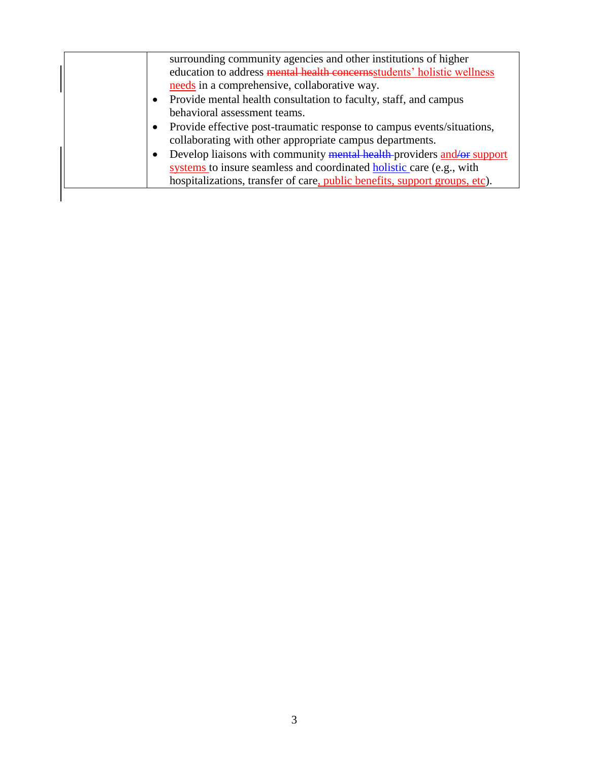| | |
|---|---|
| | surrounding community agencies and other institutions of higher education to address ~~mental health concerns~~students' holistic wellness needs in a comprehensive, collaborative way.<br>• Provide mental health consultation to faculty, staff, and campus behavioral assessment teams.<br>• Provide effective post-traumatic response to campus events/situations, collaborating with other appropriate campus departments.<br>• Develop liaisons with community ~~mental health~~ providers and~~/or~~ support systems to insure seamless and coordinated holistic care (e.g., with hospitalizations, transfer of care, public benefits, support groups, etc). |